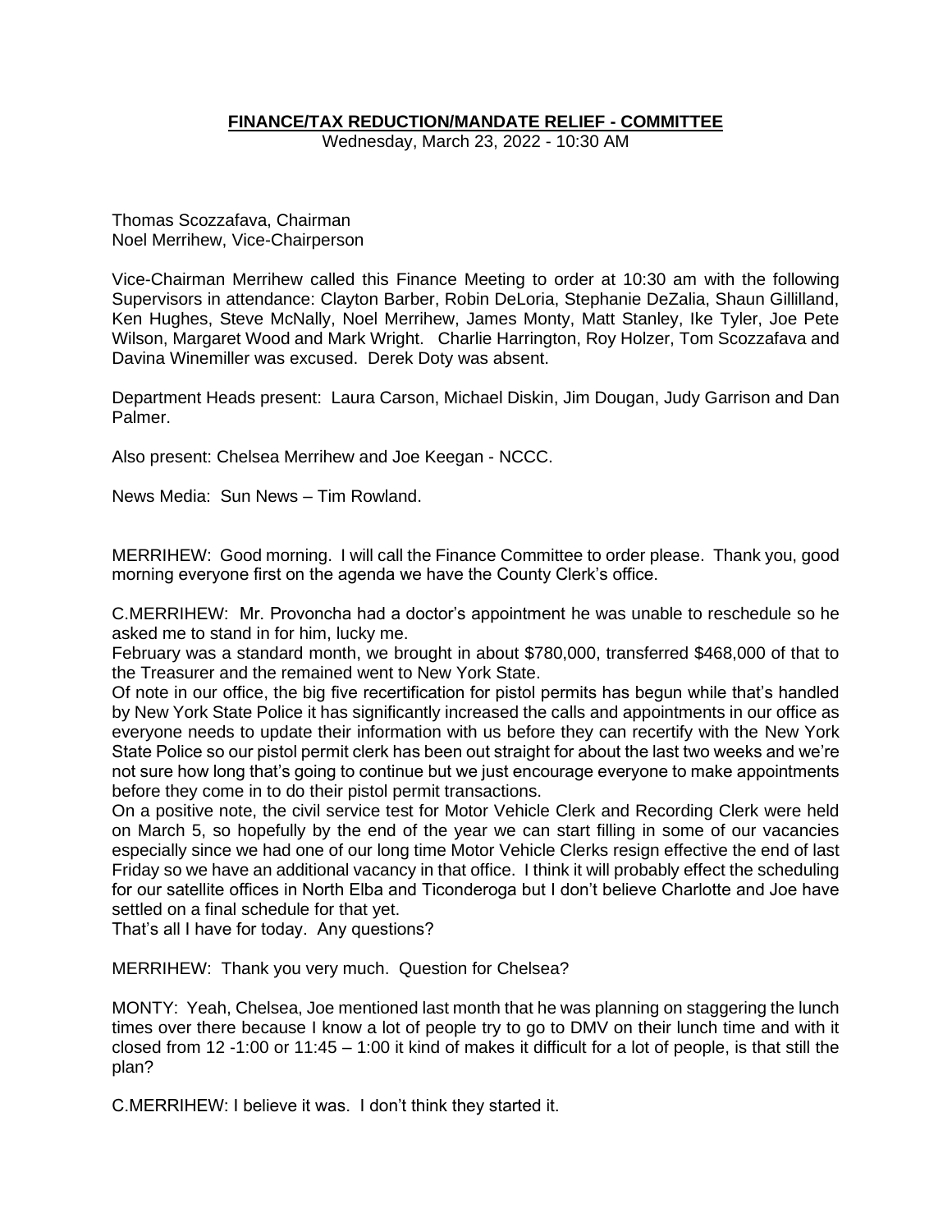**FINANCE/TAX REDUCTION/MANDATE RELIEF - COMMITTEE**

Wednesday, March 23, 2022 - 10:30 AM

Thomas Scozzafava, Chairman
Noel Merrihew, Vice-Chairperson

Vice-Chairman Merrihew called this Finance Meeting to order at 10:30 am with the following Supervisors in attendance: Clayton Barber, Robin DeLoria, Stephanie DeZalia, Shaun Gillilland, Ken Hughes, Steve McNally, Noel Merrihew, James Monty, Matt Stanley, Ike Tyler, Joe Pete Wilson, Margaret Wood and Mark Wright. Charlie Harrington, Roy Holzer, Tom Scozzafava and Davina Winemiller was excused. Derek Doty was absent.

Department Heads present: Laura Carson, Michael Diskin, Jim Dougan, Judy Garrison and Dan Palmer.

Also present: Chelsea Merrihew and Joe Keegan - NCCC.

News Media: Sun News – Tim Rowland.

MERRIHEW: Good morning. I will call the Finance Committee to order please. Thank you, good morning everyone first on the agenda we have the County Clerk's office.

C.MERRIHEW: Mr. Provoncha had a doctor's appointment he was unable to reschedule so he asked me to stand in for him, lucky me.
February was a standard month, we brought in about $780,000, transferred $468,000 of that to the Treasurer and the remained went to New York State.
Of note in our office, the big five recertification for pistol permits has begun while that's handled by New York State Police it has significantly increased the calls and appointments in our office as everyone needs to update their information with us before they can recertify with the New York State Police so our pistol permit clerk has been out straight for about the last two weeks and we're not sure how long that's going to continue but we just encourage everyone to make appointments before they come in to do their pistol permit transactions.
On a positive note, the civil service test for Motor Vehicle Clerk and Recording Clerk were held on March 5, so hopefully by the end of the year we can start filling in some of our vacancies especially since we had one of our long time Motor Vehicle Clerks resign effective the end of last Friday so we have an additional vacancy in that office. I think it will probably effect the scheduling for our satellite offices in North Elba and Ticonderoga but I don't believe Charlotte and Joe have settled on a final schedule for that yet.
That's all I have for today. Any questions?

MERRIHEW: Thank you very much. Question for Chelsea?

MONTY: Yeah, Chelsea, Joe mentioned last month that he was planning on staggering the lunch times over there because I know a lot of people try to go to DMV on their lunch time and with it closed from 12 -1:00 or 11:45 – 1:00 it kind of makes it difficult for a lot of people, is that still the plan?

C.MERRIHEW: I believe it was. I don't think they started it.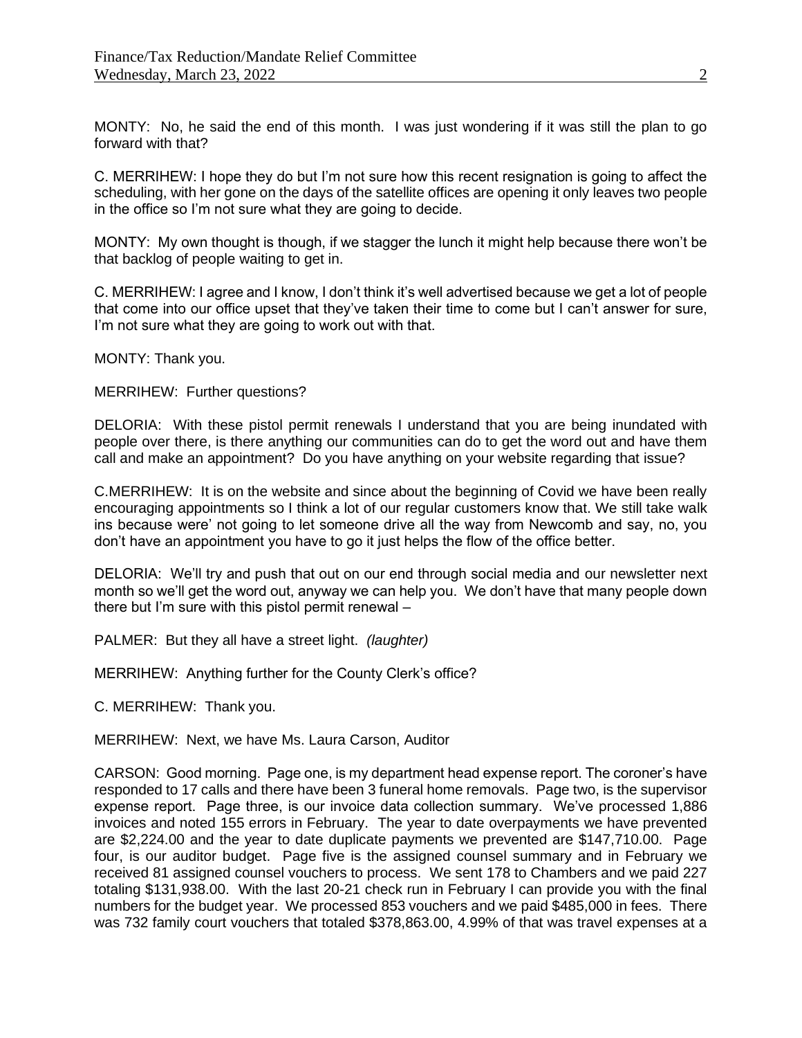MONTY: No, he said the end of this month. I was just wondering if it was still the plan to go forward with that?

C. MERRIHEW: I hope they do but I'm not sure how this recent resignation is going to affect the scheduling, with her gone on the days of the satellite offices are opening it only leaves two people in the office so I'm not sure what they are going to decide.

MONTY: My own thought is though, if we stagger the lunch it might help because there won't be that backlog of people waiting to get in.

C. MERRIHEW: I agree and I know, I don't think it's well advertised because we get a lot of people that come into our office upset that they've taken their time to come but I can't answer for sure, I'm not sure what they are going to work out with that.

MONTY: Thank you.

MERRIHEW: Further questions?

DELORIA: With these pistol permit renewals I understand that you are being inundated with people over there, is there anything our communities can do to get the word out and have them call and make an appointment? Do you have anything on your website regarding that issue?

C.MERRIHEW: It is on the website and since about the beginning of Covid we have been really encouraging appointments so I think a lot of our regular customers know that. We still take walk ins because were' not going to let someone drive all the way from Newcomb and say, no, you don't have an appointment you have to go it just helps the flow of the office better.

DELORIA: We'll try and push that out on our end through social media and our newsletter next month so we'll get the word out, anyway we can help you. We don't have that many people down there but I'm sure with this pistol permit renewal –

PALMER: But they all have a street light. *(laughter)*

MERRIHEW: Anything further for the County Clerk's office?

C. MERRIHEW: Thank you.

MERRIHEW: Next, we have Ms. Laura Carson, Auditor

CARSON: Good morning. Page one, is my department head expense report. The coroner's have responded to 17 calls and there have been 3 funeral home removals. Page two, is the supervisor expense report. Page three, is our invoice data collection summary. We've processed 1,886 invoices and noted 155 errors in February. The year to date overpayments we have prevented are $2,224.00 and the year to date duplicate payments we prevented are $147,710.00. Page four, is our auditor budget. Page five is the assigned counsel summary and in February we received 81 assigned counsel vouchers to process. We sent 178 to Chambers and we paid 227 totaling $131,938.00. With the last 20-21 check run in February I can provide you with the final numbers for the budget year. We processed 853 vouchers and we paid $485,000 in fees. There was 732 family court vouchers that totaled $378,863.00, 4.99% of that was travel expenses at a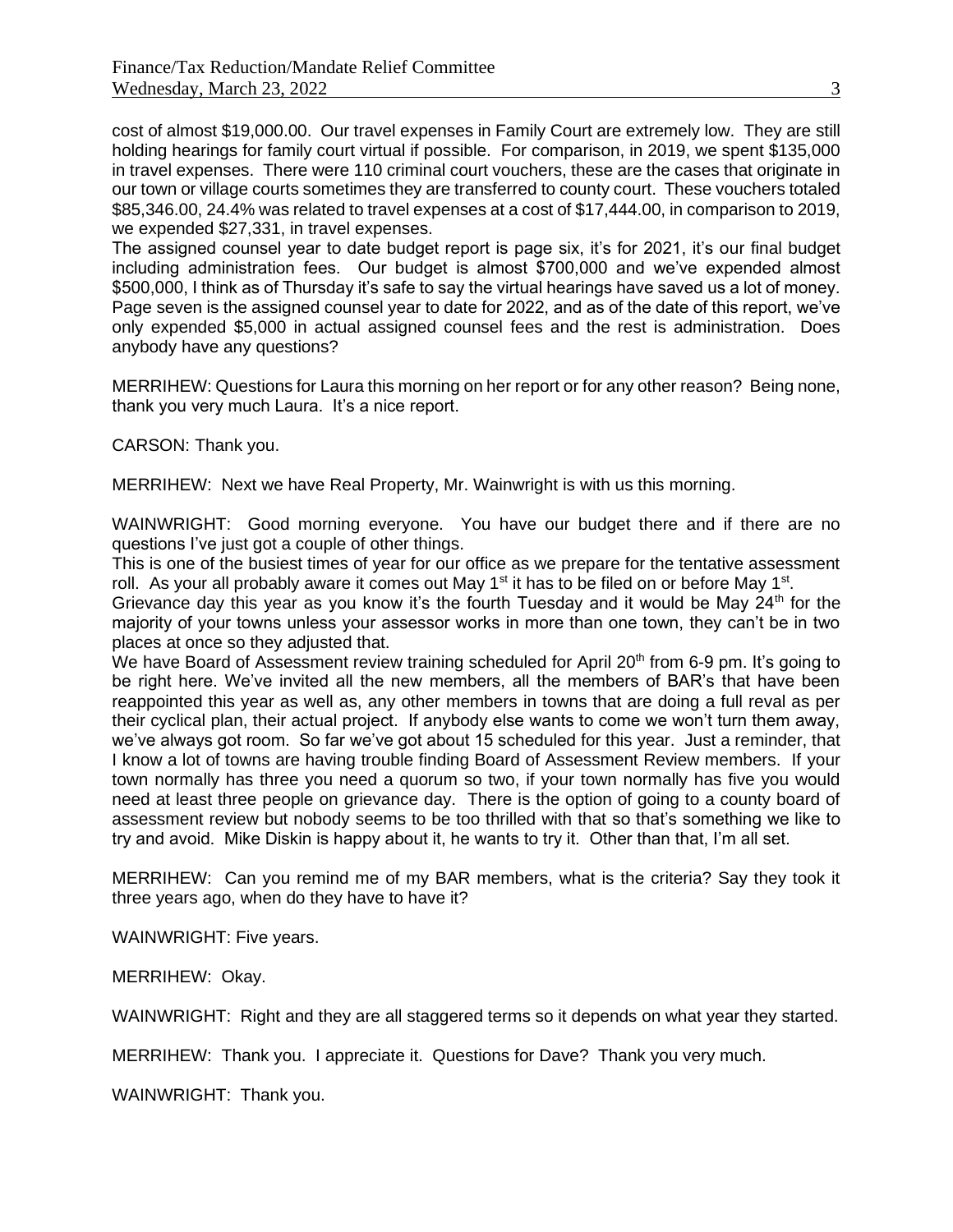cost of almost $19,000.00. Our travel expenses in Family Court are extremely low. They are still holding hearings for family court virtual if possible. For comparison, in 2019, we spent $135,000 in travel expenses. There were 110 criminal court vouchers, these are the cases that originate in our town or village courts sometimes they are transferred to county court. These vouchers totaled $85,346.00, 24.4% was related to travel expenses at a cost of $17,444.00, in comparison to 2019, we expended $27,331, in travel expenses.

The assigned counsel year to date budget report is page six, it's for 2021, it's our final budget including administration fees. Our budget is almost $700,000 and we've expended almost $500,000, I think as of Thursday it's safe to say the virtual hearings have saved us a lot of money. Page seven is the assigned counsel year to date for 2022, and as of the date of this report, we've only expended $5,000 in actual assigned counsel fees and the rest is administration. Does anybody have any questions?

MERRIHEW: Questions for Laura this morning on her report or for any other reason? Being none, thank you very much Laura. It's a nice report.

CARSON: Thank you.

MERRIHEW: Next we have Real Property, Mr. Wainwright is with us this morning.

WAINWRIGHT: Good morning everyone. You have our budget there and if there are no questions I've just got a couple of other things.

This is one of the busiest times of year for our office as we prepare for the tentative assessment roll. As your all probably aware it comes out May 1st it has to be filed on or before May 1st.

Grievance day this year as you know it's the fourth Tuesday and it would be May 24th for the majority of your towns unless your assessor works in more than one town, they can't be in two places at once so they adjusted that.

We have Board of Assessment review training scheduled for April 20th from 6-9 pm. It's going to be right here. We've invited all the new members, all the members of BAR's that have been reappointed this year as well as, any other members in towns that are doing a full reval as per their cyclical plan, their actual project. If anybody else wants to come we won't turn them away, we've always got room. So far we've got about 15 scheduled for this year. Just a reminder, that I know a lot of towns are having trouble finding Board of Assessment Review members. If your town normally has three you need a quorum so two, if your town normally has five you would need at least three people on grievance day. There is the option of going to a county board of assessment review but nobody seems to be too thrilled with that so that's something we like to try and avoid. Mike Diskin is happy about it, he wants to try it. Other than that, I'm all set.

MERRIHEW: Can you remind me of my BAR members, what is the criteria? Say they took it three years ago, when do they have to have it?

WAINWRIGHT: Five years.

MERRIHEW: Okay.

WAINWRIGHT: Right and they are all staggered terms so it depends on what year they started.

MERRIHEW: Thank you. I appreciate it. Questions for Dave? Thank you very much.

WAINWRIGHT: Thank you.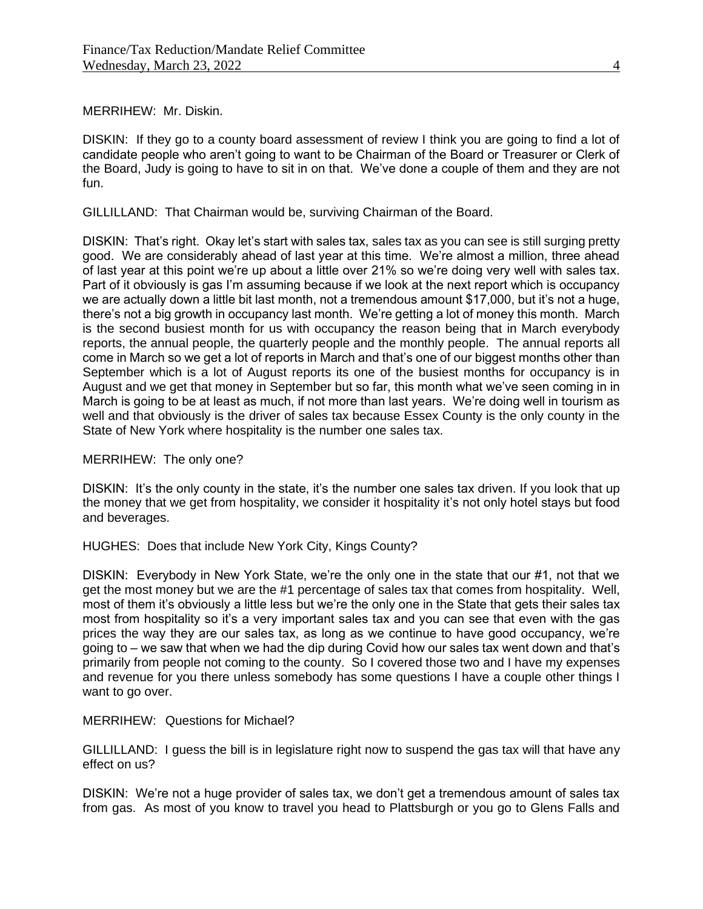MERRIHEW: Mr. Diskin.

DISKIN: If they go to a county board assessment of review I think you are going to find a lot of candidate people who aren't going to want to be Chairman of the Board or Treasurer or Clerk of the Board, Judy is going to have to sit in on that. We've done a couple of them and they are not fun.

GILLILLAND: That Chairman would be, surviving Chairman of the Board.

DISKIN: That's right. Okay let's start with sales tax, sales tax as you can see is still surging pretty good. We are considerably ahead of last year at this time. We're almost a million, three ahead of last year at this point we're up about a little over 21% so we're doing very well with sales tax. Part of it obviously is gas I'm assuming because if we look at the next report which is occupancy we are actually down a little bit last month, not a tremendous amount $17,000, but it's not a huge, there's not a big growth in occupancy last month. We're getting a lot of money this month. March is the second busiest month for us with occupancy the reason being that in March everybody reports, the annual people, the quarterly people and the monthly people. The annual reports all come in March so we get a lot of reports in March and that's one of our biggest months other than September which is a lot of August reports its one of the busiest months for occupancy is in August and we get that money in September but so far, this month what we've seen coming in in March is going to be at least as much, if not more than last years. We're doing well in tourism as well and that obviously is the driver of sales tax because Essex County is the only county in the State of New York where hospitality is the number one sales tax.

MERRIHEW: The only one?

DISKIN: It's the only county in the state, it's the number one sales tax driven. If you look that up the money that we get from hospitality, we consider it hospitality it's not only hotel stays but food and beverages.

HUGHES: Does that include New York City, Kings County?

DISKIN: Everybody in New York State, we're the only one in the state that our #1, not that we get the most money but we are the #1 percentage of sales tax that comes from hospitality. Well, most of them it's obviously a little less but we're the only one in the State that gets their sales tax most from hospitality so it's a very important sales tax and you can see that even with the gas prices the way they are our sales tax, as long as we continue to have good occupancy, we're going to – we saw that when we had the dip during Covid how our sales tax went down and that's primarily from people not coming to the county. So I covered those two and I have my expenses and revenue for you there unless somebody has some questions I have a couple other things I want to go over.

MERRIHEW: Questions for Michael?

GILLILLAND: I guess the bill is in legislature right now to suspend the gas tax will that have any effect on us?

DISKIN: We're not a huge provider of sales tax, we don't get a tremendous amount of sales tax from gas. As most of you know to travel you head to Plattsburgh or you go to Glens Falls and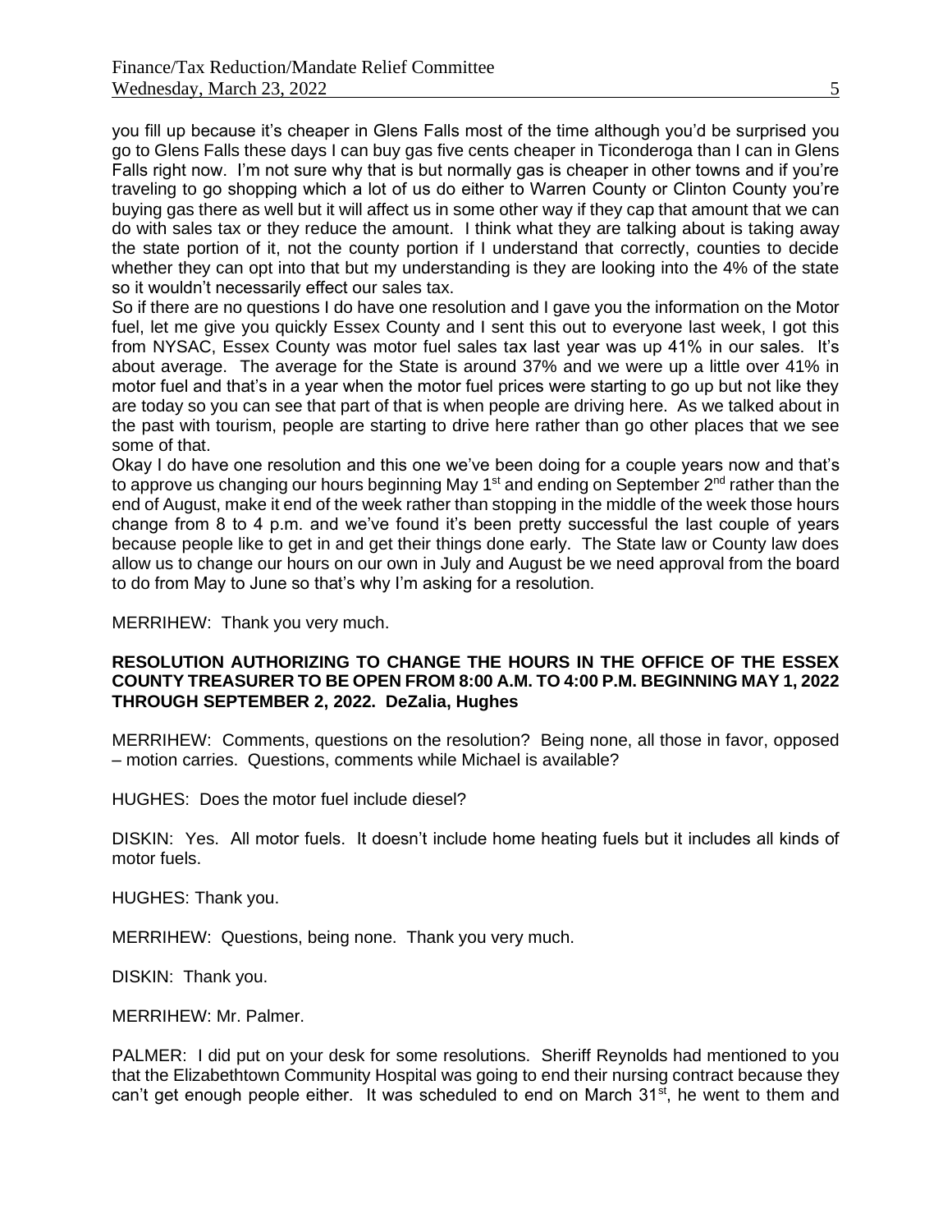you fill up because it's cheaper in Glens Falls most of the time although you'd be surprised you go to Glens Falls these days I can buy gas five cents cheaper in Ticonderoga than I can in Glens Falls right now. I'm not sure why that is but normally gas is cheaper in other towns and if you're traveling to go shopping which a lot of us do either to Warren County or Clinton County you're buying gas there as well but it will affect us in some other way if they cap that amount that we can do with sales tax or they reduce the amount. I think what they are talking about is taking away the state portion of it, not the county portion if I understand that correctly, counties to decide whether they can opt into that but my understanding is they are looking into the 4% of the state so it wouldn't necessarily effect our sales tax.

So if there are no questions I do have one resolution and I gave you the information on the Motor fuel, let me give you quickly Essex County and I sent this out to everyone last week, I got this from NYSAC, Essex County was motor fuel sales tax last year was up 41% in our sales. It's about average. The average for the State is around 37% and we were up a little over 41% in motor fuel and that's in a year when the motor fuel prices were starting to go up but not like they are today so you can see that part of that is when people are driving here. As we talked about in the past with tourism, people are starting to drive here rather than go other places that we see some of that.

Okay I do have one resolution and this one we've been doing for a couple years now and that's to approve us changing our hours beginning May 1st and ending on September 2nd rather than the end of August, make it end of the week rather than stopping in the middle of the week those hours change from 8 to 4 p.m. and we've found it's been pretty successful the last couple of years because people like to get in and get their things done early. The State law or County law does allow us to change our hours on our own in July and August be we need approval from the board to do from May to June so that's why I'm asking for a resolution.

MERRIHEW: Thank you very much.

**RESOLUTION AUTHORIZING TO CHANGE THE HOURS IN THE OFFICE OF THE ESSEX COUNTY TREASURER TO BE OPEN FROM 8:00 A.M. TO 4:00 P.M. BEGINNING MAY 1, 2022 THROUGH SEPTEMBER 2, 2022. DeZalia, Hughes**

MERRIHEW: Comments, questions on the resolution? Being none, all those in favor, opposed – motion carries. Questions, comments while Michael is available?

HUGHES: Does the motor fuel include diesel?

DISKIN: Yes. All motor fuels. It doesn't include home heating fuels but it includes all kinds of motor fuels.

HUGHES: Thank you.

MERRIHEW: Questions, being none. Thank you very much.

DISKIN: Thank you.

MERRIHEW: Mr. Palmer.

PALMER: I did put on your desk for some resolutions. Sheriff Reynolds had mentioned to you that the Elizabethtown Community Hospital was going to end their nursing contract because they can't get enough people either. It was scheduled to end on March 31st, he went to them and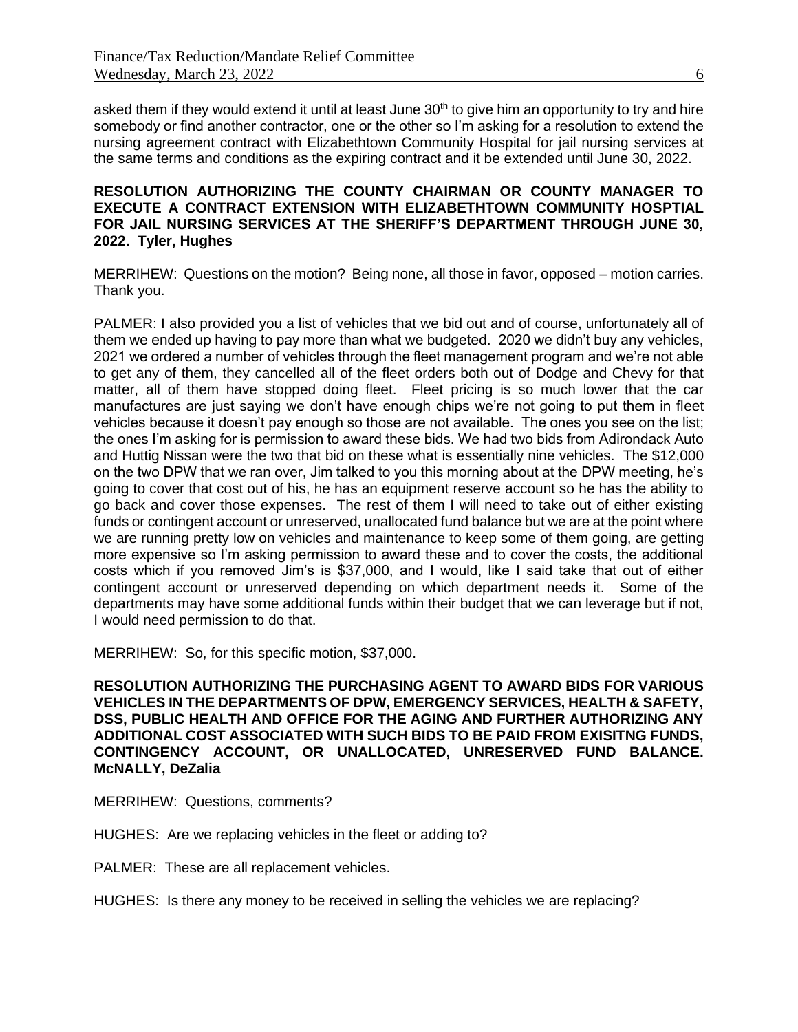asked them if they would extend it until at least June 30th to give him an opportunity to try and hire somebody or find another contractor, one or the other so I'm asking for a resolution to extend the nursing agreement contract with Elizabethtown Community Hospital for jail nursing services at the same terms and conditions as the expiring contract and it be extended until June 30, 2022.

**RESOLUTION AUTHORIZING THE COUNTY CHAIRMAN OR COUNTY MANAGER TO EXECUTE A CONTRACT EXTENSION WITH ELIZABETHTOWN COMMUNITY HOSPTIAL FOR JAIL NURSING SERVICES AT THE SHERIFF'S DEPARTMENT THROUGH JUNE 30, 2022. Tyler, Hughes**

MERRIHEW: Questions on the motion? Being none, all those in favor, opposed – motion carries. Thank you.

PALMER: I also provided you a list of vehicles that we bid out and of course, unfortunately all of them we ended up having to pay more than what we budgeted. 2020 we didn't buy any vehicles, 2021 we ordered a number of vehicles through the fleet management program and we're not able to get any of them, they cancelled all of the fleet orders both out of Dodge and Chevy for that matter, all of them have stopped doing fleet. Fleet pricing is so much lower that the car manufactures are just saying we don't have enough chips we're not going to put them in fleet vehicles because it doesn't pay enough so those are not available. The ones you see on the list; the ones I'm asking for is permission to award these bids. We had two bids from Adirondack Auto and Huttig Nissan were the two that bid on these what is essentially nine vehicles. The $12,000 on the two DPW that we ran over, Jim talked to you this morning about at the DPW meeting, he's going to cover that cost out of his, he has an equipment reserve account so he has the ability to go back and cover those expenses. The rest of them I will need to take out of either existing funds or contingent account or unreserved, unallocated fund balance but we are at the point where we are running pretty low on vehicles and maintenance to keep some of them going, are getting more expensive so I'm asking permission to award these and to cover the costs, the additional costs which if you removed Jim's is $37,000, and I would, like I said take that out of either contingent account or unreserved depending on which department needs it. Some of the departments may have some additional funds within their budget that we can leverage but if not, I would need permission to do that.

MERRIHEW: So, for this specific motion, $37,000.

**RESOLUTION AUTHORIZING THE PURCHASING AGENT TO AWARD BIDS FOR VARIOUS VEHICLES IN THE DEPARTMENTS OF DPW, EMERGENCY SERVICES, HEALTH & SAFETY, DSS, PUBLIC HEALTH AND OFFICE FOR THE AGING AND FURTHER AUTHORIZING ANY ADDITIONAL COST ASSOCIATED WITH SUCH BIDS TO BE PAID FROM EXISITNG FUNDS, CONTINGENCY ACCOUNT, OR UNALLOCATED, UNRESERVED FUND BALANCE. McNALLY, DeZalia**

MERRIHEW: Questions, comments?

HUGHES: Are we replacing vehicles in the fleet or adding to?

PALMER: These are all replacement vehicles.

HUGHES: Is there any money to be received in selling the vehicles we are replacing?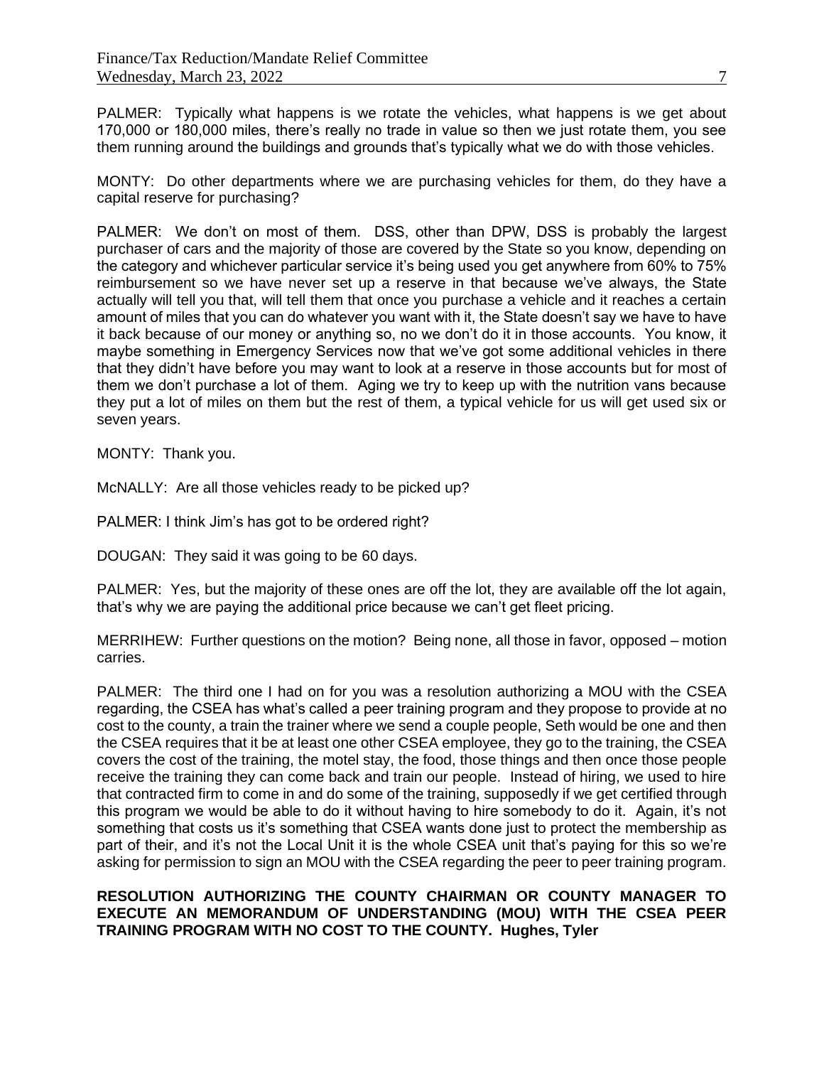PALMER: Typically what happens is we rotate the vehicles, what happens is we get about 170,000 or 180,000 miles, there's really no trade in value so then we just rotate them, you see them running around the buildings and grounds that's typically what we do with those vehicles.

MONTY: Do other departments where we are purchasing vehicles for them, do they have a capital reserve for purchasing?

PALMER: We don't on most of them. DSS, other than DPW, DSS is probably the largest purchaser of cars and the majority of those are covered by the State so you know, depending on the category and whichever particular service it's being used you get anywhere from 60% to 75% reimbursement so we have never set up a reserve in that because we've always, the State actually will tell you that, will tell them that once you purchase a vehicle and it reaches a certain amount of miles that you can do whatever you want with it, the State doesn't say we have to have it back because of our money or anything so, no we don't do it in those accounts. You know, it maybe something in Emergency Services now that we've got some additional vehicles in there that they didn't have before you may want to look at a reserve in those accounts but for most of them we don't purchase a lot of them. Aging we try to keep up with the nutrition vans because they put a lot of miles on them but the rest of them, a typical vehicle for us will get used six or seven years.

MONTY: Thank you.

McNALLY: Are all those vehicles ready to be picked up?

PALMER: I think Jim's has got to be ordered right?

DOUGAN: They said it was going to be 60 days.

PALMER: Yes, but the majority of these ones are off the lot, they are available off the lot again, that's why we are paying the additional price because we can't get fleet pricing.

MERRIHEW: Further questions on the motion? Being none, all those in favor, opposed – motion carries.

PALMER: The third one I had on for you was a resolution authorizing a MOU with the CSEA regarding, the CSEA has what's called a peer training program and they propose to provide at no cost to the county, a train the trainer where we send a couple people, Seth would be one and then the CSEA requires that it be at least one other CSEA employee, they go to the training, the CSEA covers the cost of the training, the motel stay, the food, those things and then once those people receive the training they can come back and train our people. Instead of hiring, we used to hire that contracted firm to come in and do some of the training, supposedly if we get certified through this program we would be able to do it without having to hire somebody to do it. Again, it's not something that costs us it's something that CSEA wants done just to protect the membership as part of their, and it's not the Local Unit it is the whole CSEA unit that's paying for this so we're asking for permission to sign an MOU with the CSEA regarding the peer to peer training program.

**RESOLUTION AUTHORIZING THE COUNTY CHAIRMAN OR COUNTY MANAGER TO EXECUTE AN MEMORANDUM OF UNDERSTANDING (MOU) WITH THE CSEA PEER TRAINING PROGRAM WITH NO COST TO THE COUNTY. Hughes, Tyler**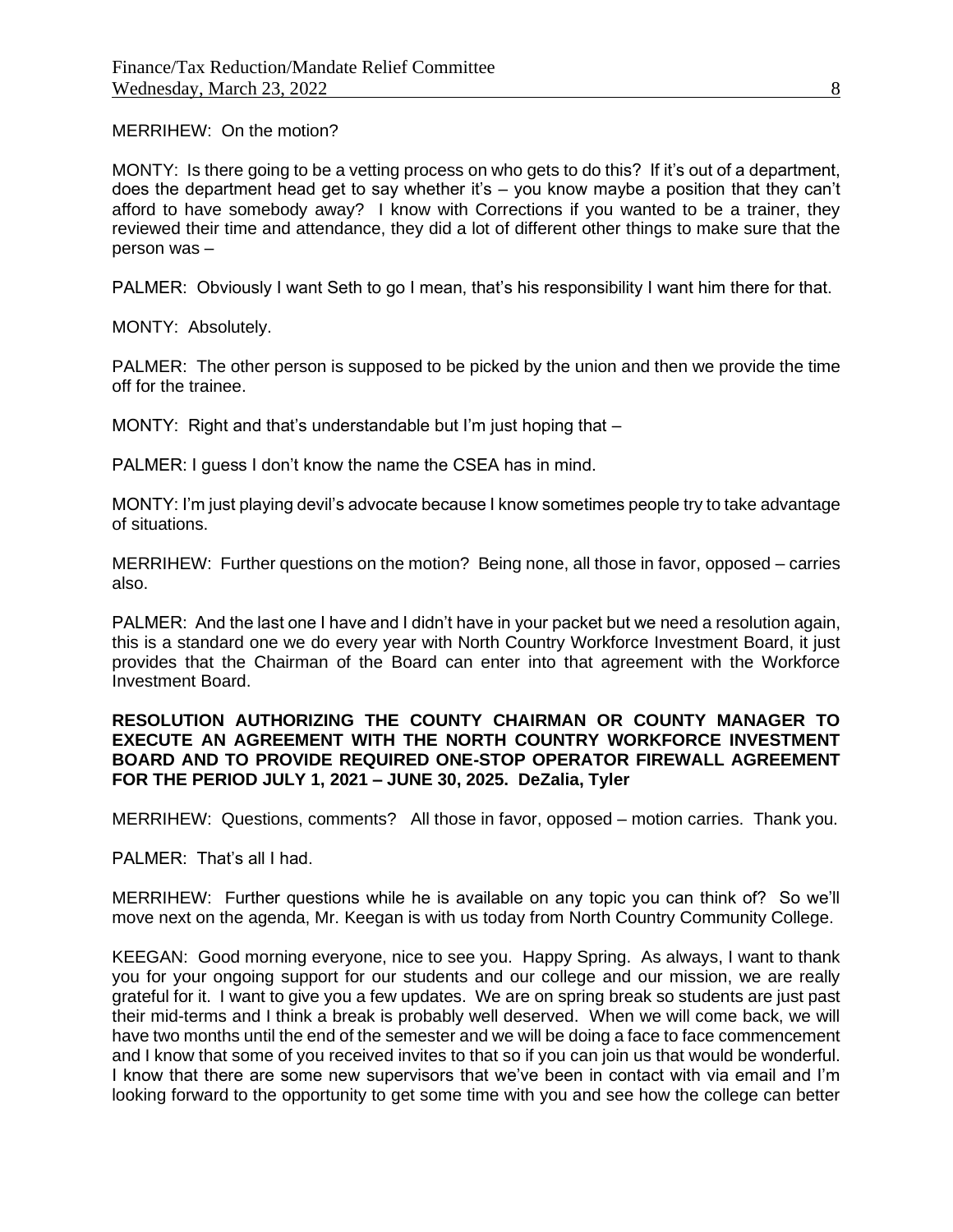MERRIHEW: On the motion?

MONTY: Is there going to be a vetting process on who gets to do this? If it's out of a department, does the department head get to say whether it's – you know maybe a position that they can't afford to have somebody away? I know with Corrections if you wanted to be a trainer, they reviewed their time and attendance, they did a lot of different other things to make sure that the person was –

PALMER: Obviously I want Seth to go I mean, that's his responsibility I want him there for that.

MONTY: Absolutely.

PALMER: The other person is supposed to be picked by the union and then we provide the time off for the trainee.

MONTY: Right and that's understandable but I'm just hoping that –

PALMER: I guess I don't know the name the CSEA has in mind.

MONTY: I'm just playing devil's advocate because I know sometimes people try to take advantage of situations.

MERRIHEW: Further questions on the motion? Being none, all those in favor, opposed – carries also.

PALMER: And the last one I have and I didn't have in your packet but we need a resolution again, this is a standard one we do every year with North Country Workforce Investment Board, it just provides that the Chairman of the Board can enter into that agreement with the Workforce Investment Board.

**RESOLUTION AUTHORIZING THE COUNTY CHAIRMAN OR COUNTY MANAGER TO EXECUTE AN AGREEMENT WITH THE NORTH COUNTRY WORKFORCE INVESTMENT BOARD AND TO PROVIDE REQUIRED ONE-STOP OPERATOR FIREWALL AGREEMENT FOR THE PERIOD JULY 1, 2021 – JUNE 30, 2025. DeZalia, Tyler**

MERRIHEW: Questions, comments? All those in favor, opposed – motion carries. Thank you.

PALMER: That's all I had.

MERRIHEW: Further questions while he is available on any topic you can think of? So we'll move next on the agenda, Mr. Keegan is with us today from North Country Community College.

KEEGAN: Good morning everyone, nice to see you. Happy Spring. As always, I want to thank you for your ongoing support for our students and our college and our mission, we are really grateful for it. I want to give you a few updates. We are on spring break so students are just past their mid-terms and I think a break is probably well deserved. When we will come back, we will have two months until the end of the semester and we will be doing a face to face commencement and I know that some of you received invites to that so if you can join us that would be wonderful. I know that there are some new supervisors that we've been in contact with via email and I'm looking forward to the opportunity to get some time with you and see how the college can better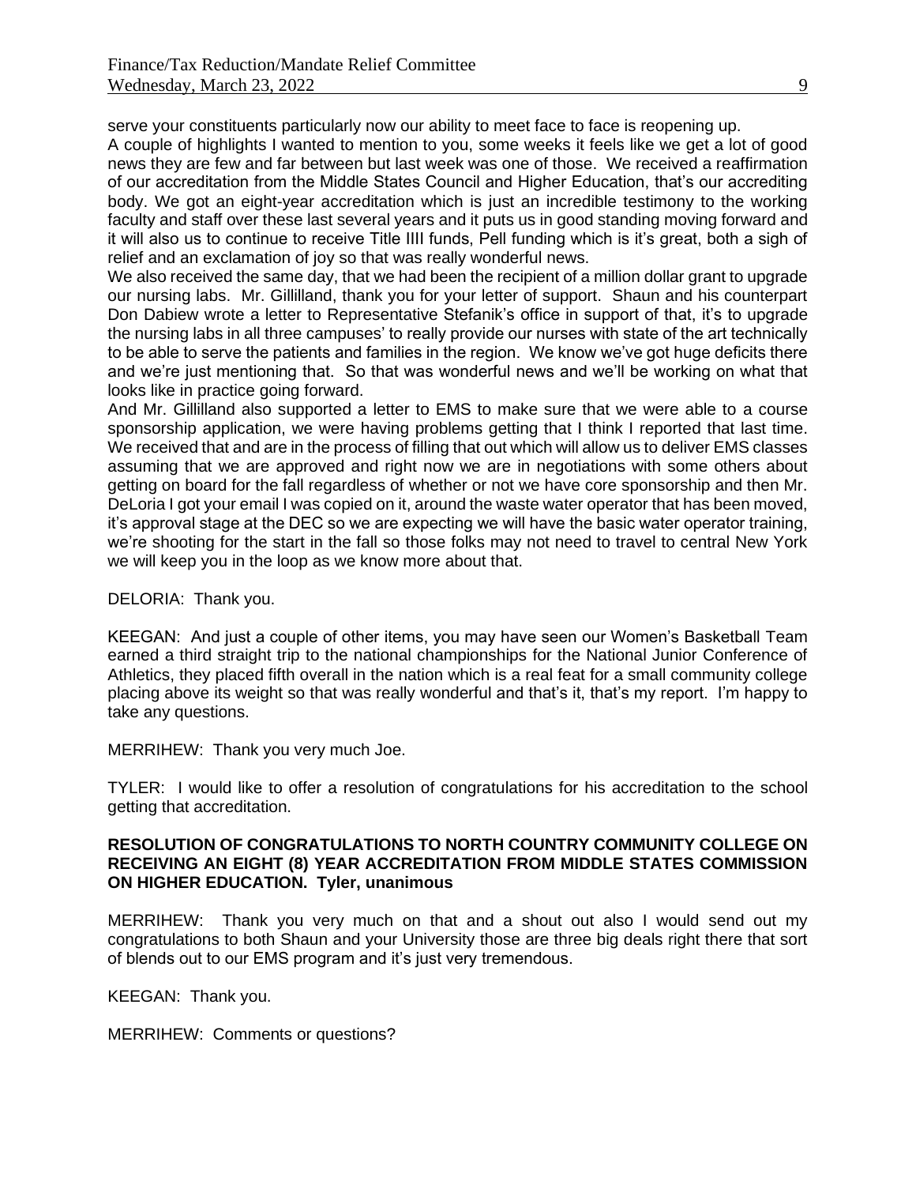serve your constituents particularly now our ability to meet face to face is reopening up.

A couple of highlights I wanted to mention to you, some weeks it feels like we get a lot of good news they are few and far between but last week was one of those. We received a reaffirmation of our accreditation from the Middle States Council and Higher Education, that's our accrediting body. We got an eight-year accreditation which is just an incredible testimony to the working faculty and staff over these last several years and it puts us in good standing moving forward and it will also us to continue to receive Title IIII funds, Pell funding which is it's great, both a sigh of relief and an exclamation of joy so that was really wonderful news.

We also received the same day, that we had been the recipient of a million dollar grant to upgrade our nursing labs. Mr. Gillilland, thank you for your letter of support. Shaun and his counterpart Don Dabiew wrote a letter to Representative Stefanik's office in support of that, it's to upgrade the nursing labs in all three campuses' to really provide our nurses with state of the art technically to be able to serve the patients and families in the region. We know we've got huge deficits there and we're just mentioning that. So that was wonderful news and we'll be working on what that looks like in practice going forward.

And Mr. Gillilland also supported a letter to EMS to make sure that we were able to a course sponsorship application, we were having problems getting that I think I reported that last time. We received that and are in the process of filling that out which will allow us to deliver EMS classes assuming that we are approved and right now we are in negotiations with some others about getting on board for the fall regardless of whether or not we have core sponsorship and then Mr. DeLoria I got your email I was copied on it, around the waste water operator that has been moved, it's approval stage at the DEC so we are expecting we will have the basic water operator training, we're shooting for the start in the fall so those folks may not need to travel to central New York we will keep you in the loop as we know more about that.

DELORIA: Thank you.

KEEGAN: And just a couple of other items, you may have seen our Women's Basketball Team earned a third straight trip to the national championships for the National Junior Conference of Athletics, they placed fifth overall in the nation which is a real feat for a small community college placing above its weight so that was really wonderful and that's it, that's my report. I'm happy to take any questions.

MERRIHEW: Thank you very much Joe.

TYLER: I would like to offer a resolution of congratulations for his accreditation to the school getting that accreditation.

**RESOLUTION OF CONGRATULATIONS TO NORTH COUNTRY COMMUNITY COLLEGE ON RECEIVING AN EIGHT (8) YEAR ACCREDITATION FROM MIDDLE STATES COMMISSION ON HIGHER EDUCATION. Tyler, unanimous**

MERRIHEW: Thank you very much on that and a shout out also I would send out my congratulations to both Shaun and your University those are three big deals right there that sort of blends out to our EMS program and it's just very tremendous.

KEEGAN: Thank you.

MERRIHEW: Comments or questions?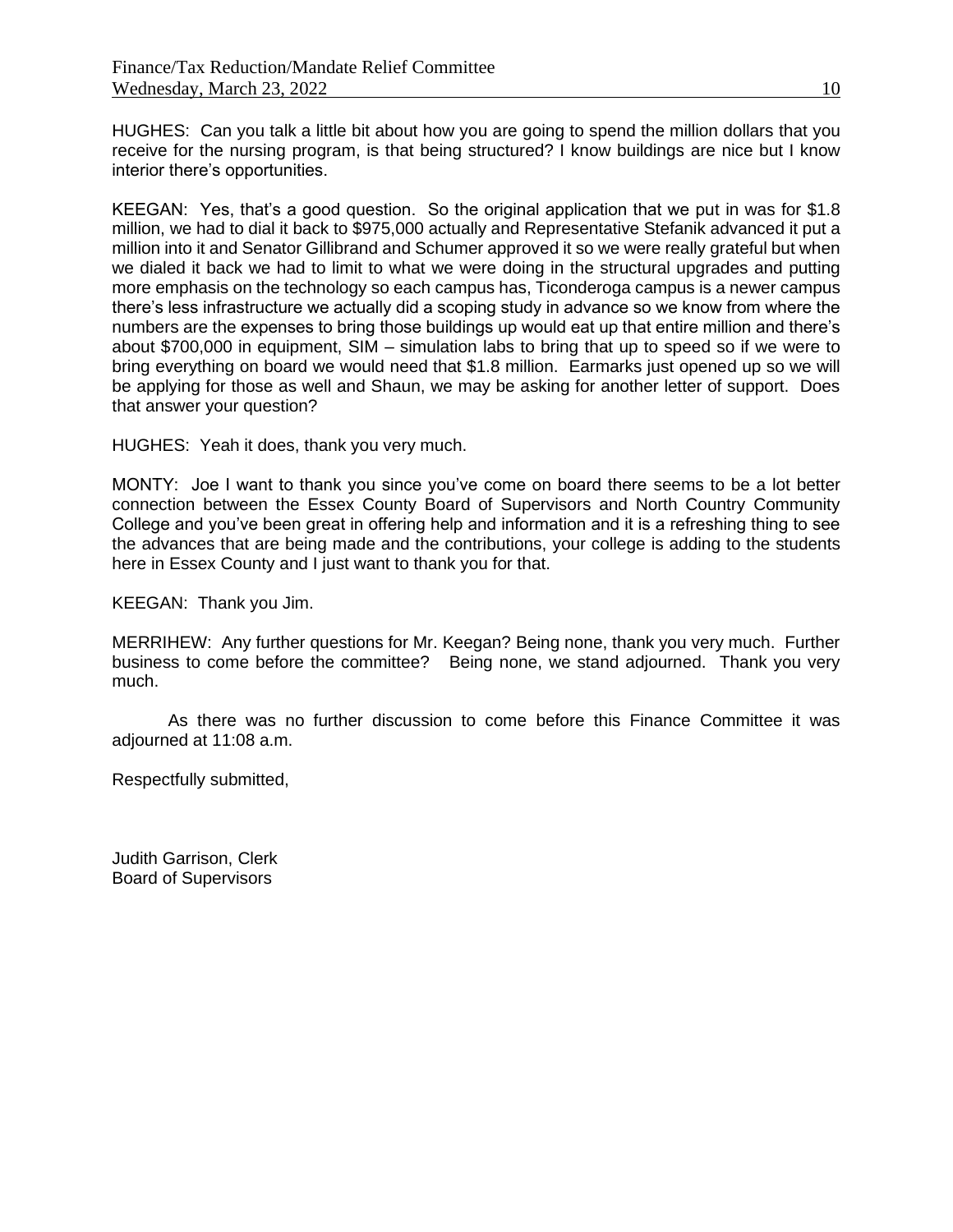HUGHES: Can you talk a little bit about how you are going to spend the million dollars that you receive for the nursing program, is that being structured? I know buildings are nice but I know interior there's opportunities.

KEEGAN: Yes, that's a good question. So the original application that we put in was for $1.8 million, we had to dial it back to $975,000 actually and Representative Stefanik advanced it put a million into it and Senator Gillibrand and Schumer approved it so we were really grateful but when we dialed it back we had to limit to what we were doing in the structural upgrades and putting more emphasis on the technology so each campus has, Ticonderoga campus is a newer campus there's less infrastructure we actually did a scoping study in advance so we know from where the numbers are the expenses to bring those buildings up would eat up that entire million and there's about $700,000 in equipment, SIM – simulation labs to bring that up to speed so if we were to bring everything on board we would need that $1.8 million. Earmarks just opened up so we will be applying for those as well and Shaun, we may be asking for another letter of support. Does that answer your question?

HUGHES: Yeah it does, thank you very much.

MONTY: Joe I want to thank you since you've come on board there seems to be a lot better connection between the Essex County Board of Supervisors and North Country Community College and you've been great in offering help and information and it is a refreshing thing to see the advances that are being made and the contributions, your college is adding to the students here in Essex County and I just want to thank you for that.

KEEGAN: Thank you Jim.

MERRIHEW: Any further questions for Mr. Keegan? Being none, thank you very much. Further business to come before the committee? Being none, we stand adjourned. Thank you very much.

As there was no further discussion to come before this Finance Committee it was adjourned at 11:08 a.m.

Respectfully submitted,

Judith Garrison, Clerk
Board of Supervisors